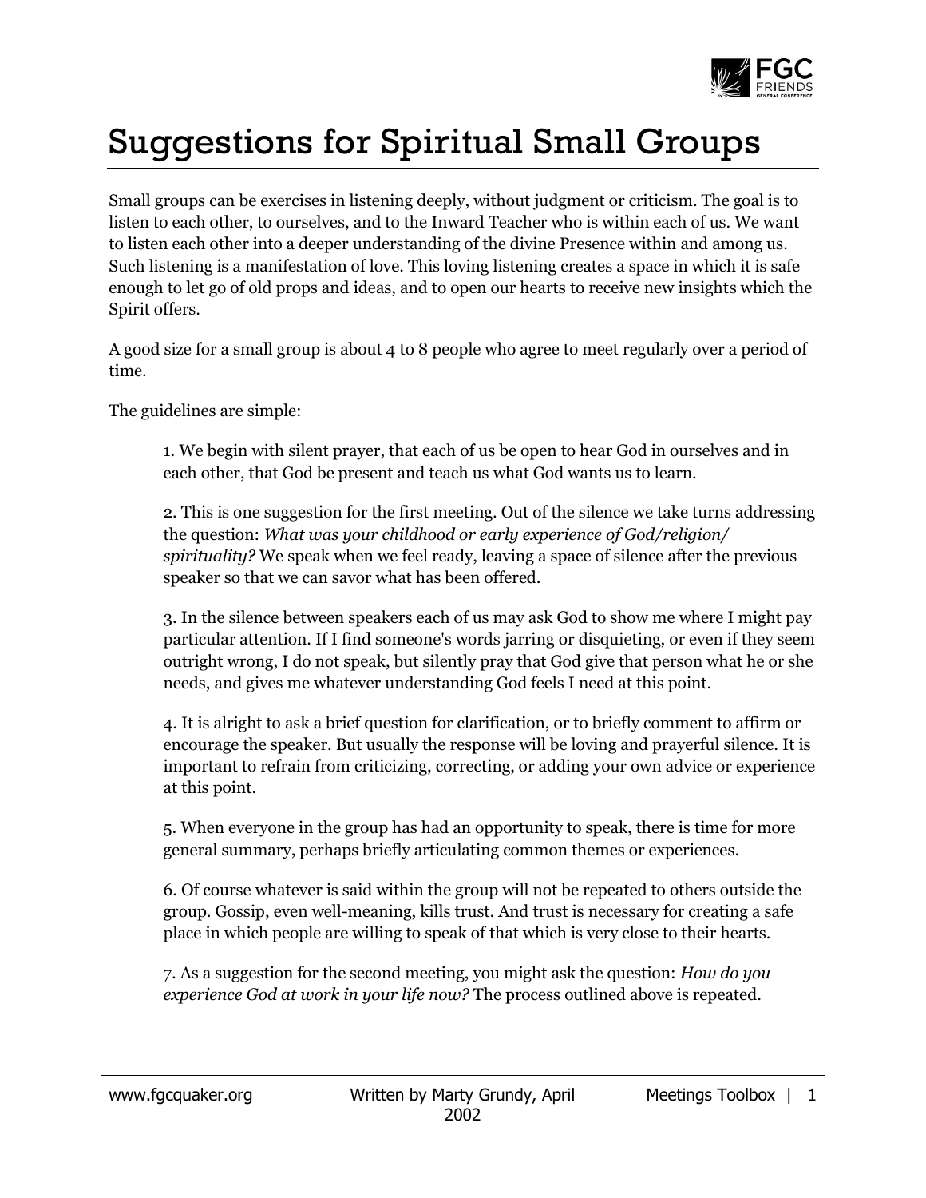# Suggestions for Spiritual Small Groups

Small groups can be exercises in listening deeply, without judgment or criticism. The goal is to listen to each other, to ourselves, and to the Inward Teacher who is within each of us. We want to listen each other into a deeper understanding of the divine Presence within and among us. Such listening is a manifestation of love. This loving listening creates a space in which it is safe enough to let go of old props and ideas, and to open our hearts to receive new insights which the Spirit offers.

A good size for a small group is about 4 to 8 people who agree to meet regularly over a period of time.

The guidelines are simple:

> 1. We begin with silent prayer, that each of us be open to hear God in ourselves and in each other, that God be present and teach us what God wants us to learn.
>
> 2. This is one suggestion for the first meeting. Out of the silence we take turns addressing the question: *What was your childhood or early experience of God/religion/ spirituality?* We speak when we feel ready, leaving a space of silence after the previous speaker so that we can savor what has been offered.
>
> 3. In the silence between speakers each of us may ask God to show me where I might pay particular attention. If I find someone's words jarring or disquieting, or even if they seem outright wrong, I do not speak, but silently pray that God give that person what he or she needs, and gives me whatever understanding God feels I need at this point.
>
> 4. It is alright to ask a brief question for clarification, or to briefly comment to affirm or encourage the speaker. But usually the response will be loving and prayerful silence. It is important to refrain from criticizing, correcting, or adding your own advice or experience at this point.
>
> 5. When everyone in the group has had an opportunity to speak, there is time for more general summary, perhaps briefly articulating common themes or experiences.
>
> 6. Of course whatever is said within the group will not be repeated to others outside the group. Gossip, even well-meaning, kills trust. And trust is necessary for creating a safe place in which people are willing to speak of that which is very close to their hearts.
>
> 7. As a suggestion for the second meeting, you might ask the question: *How do you experience God at work in your life now?* The process outlined above is repeated.

Written by Marty Grundy, April 2002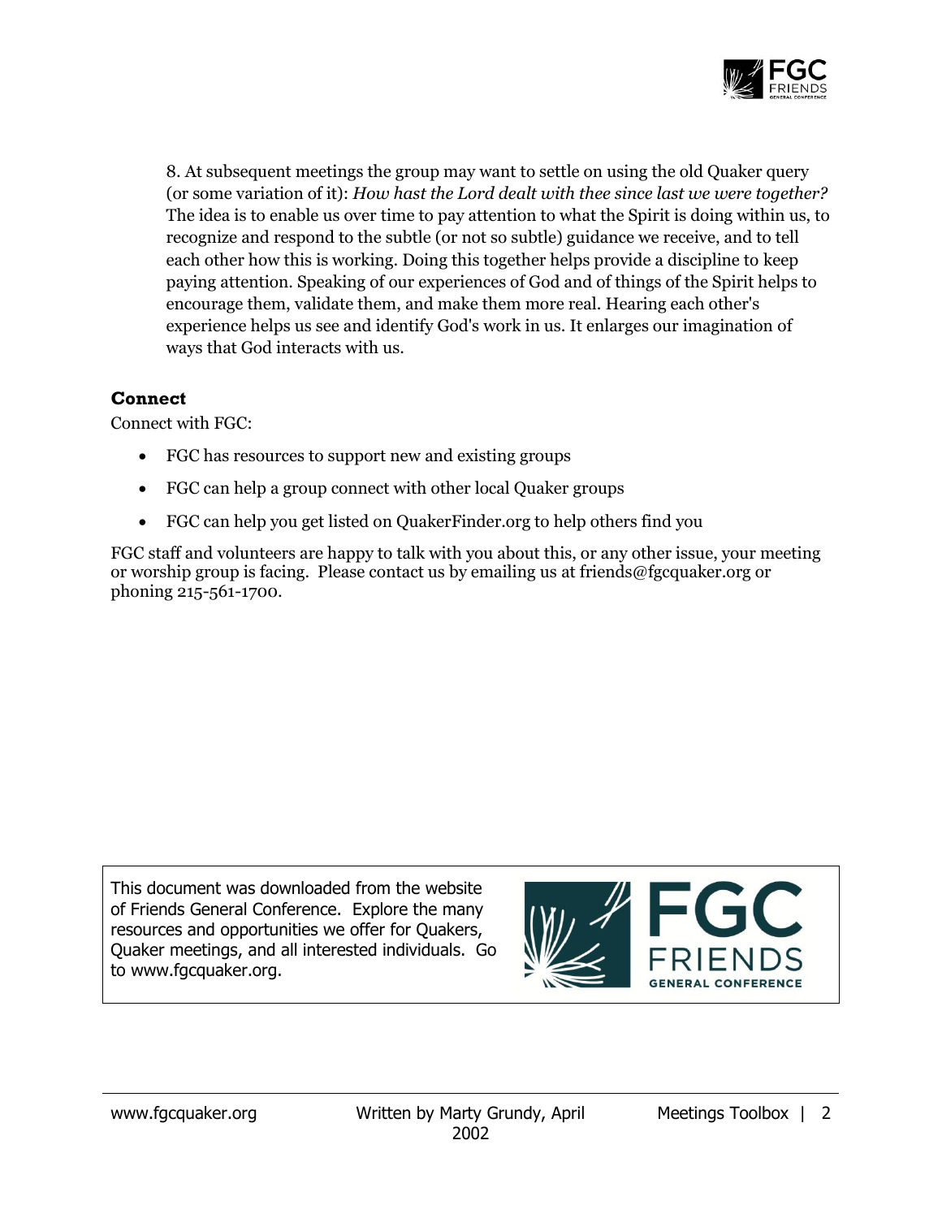8. At subsequent meetings the group may want to settle on using the old Quaker query (or some variation of it): *How hast the Lord dealt with thee since last we were together?* The idea is to enable us over time to pay attention to what the Spirit is doing within us, to recognize and respond to the subtle (or not so subtle) guidance we receive, and to tell each other how this is working. Doing this together helps provide a discipline to keep paying attention. Speaking of our experiences of God and of things of the Spirit helps to encourage them, validate them, and make them more real. Hearing each other's experience helps us see and identify God's work in us. It enlarges our imagination of ways that God interacts with us.

**Connect**

Connect with FGC:

- FGC has resources to support new and existing groups
- FGC can help a group connect with other local Quaker groups
- FGC can help you get listed on QuakerFinder.org to help others find you

FGC staff and volunteers are happy to talk with you about this, or any other issue, your meeting or worship group is facing. Please contact us by emailing us at friends@fgcquaker.org or phoning 215-561-1700.

This document was downloaded from the website of Friends General Conference. Explore the many resources and opportunities we offer for Quakers, Quaker meetings, and all interested individuals. Go to www.fgcquaker.org.